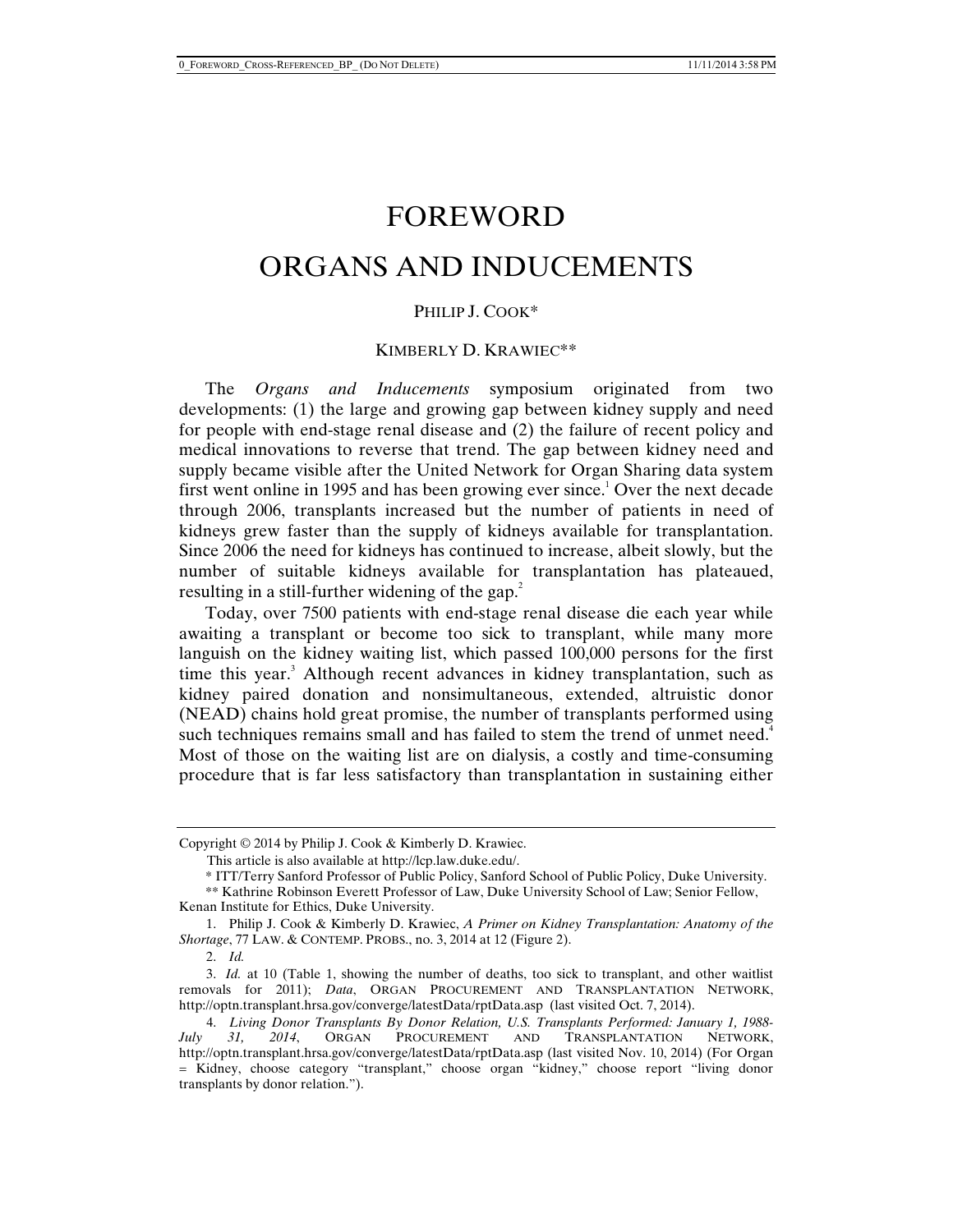# FOREWORD

# ORGANS AND INDUCEMENTS

PHILIP J. COOK*

KIMBERLY D. KRAWIEC**

The *Organs and Inducements* symposium originated from two developments: (1) the large and growing gap between kidney supply and need for people with end-stage renal disease and (2) the failure of recent policy and medical innovations to reverse that trend. The gap between kidney need and supply became visible after the United Network for Organ Sharing data system first went online in 1995 and has been growing ever since.[1] Over the next decade through 2006, transplants increased but the number of patients in need of kidneys grew faster than the supply of kidneys available for transplantation. Since 2006 the need for kidneys has continued to increase, albeit slowly, but the number of suitable kidneys available for transplantation has plateaued, resulting in a still-further widening of the gap.[2]

Today, over 7500 patients with end-stage renal disease die each year while awaiting a transplant or become too sick to transplant, while many more languish on the kidney waiting list, which passed 100,000 persons for the first time this year.[3] Although recent advances in kidney transplantation, such as kidney paired donation and nonsimultaneous, extended, altruistic donor (NEAD) chains hold great promise, the number of transplants performed using such techniques remains small and has failed to stem the trend of unmet need.[4] Most of those on the waiting list are on dialysis, a costly and time-consuming procedure that is far less satisfactory than transplantation in sustaining either

---

Copyright © 2014 by Philip J. Cook & Kimberly D. Krawiec.

This article is also available at http://lcp.law.duke.edu/.

\* ITT/Terry Sanford Professor of Public Policy, Sanford School of Public Policy, Duke University.

\*\* Kathrine Robinson Everett Professor of Law, Duke University School of Law; Senior Fellow, Kenan Institute for Ethics, Duke University.

1. Philip J. Cook & Kimberly D. Krawiec, *A Primer on Kidney Transplantation: Anatomy of the Shortage*, 77 LAW. & CONTEMP. PROBS., no. 3, 2014 at 12 (Figure 2).

2. *Id.*

3. *Id.* at 10 (Table 1, showing the number of deaths, too sick to transplant, and other waitlist removals for 2011); *Data*, ORGAN PROCUREMENT AND TRANSPLANTATION NETWORK, http://optn.transplant.hrsa.gov/converge/latestData/rptData.asp (last visited Oct. 7, 2014).

4. *Living Donor Transplants By Donor Relation, U.S. Transplants Performed: January 1, 1988-July 31, 2014*, ORGAN PROCUREMENT AND TRANSPLANTATION NETWORK, http://optn.transplant.hrsa.gov/converge/latestData/rptData.asp (last visited Nov. 10, 2014) (For Organ = Kidney, choose category "transplant," choose organ "kidney," choose report "living donor transplants by donor relation.").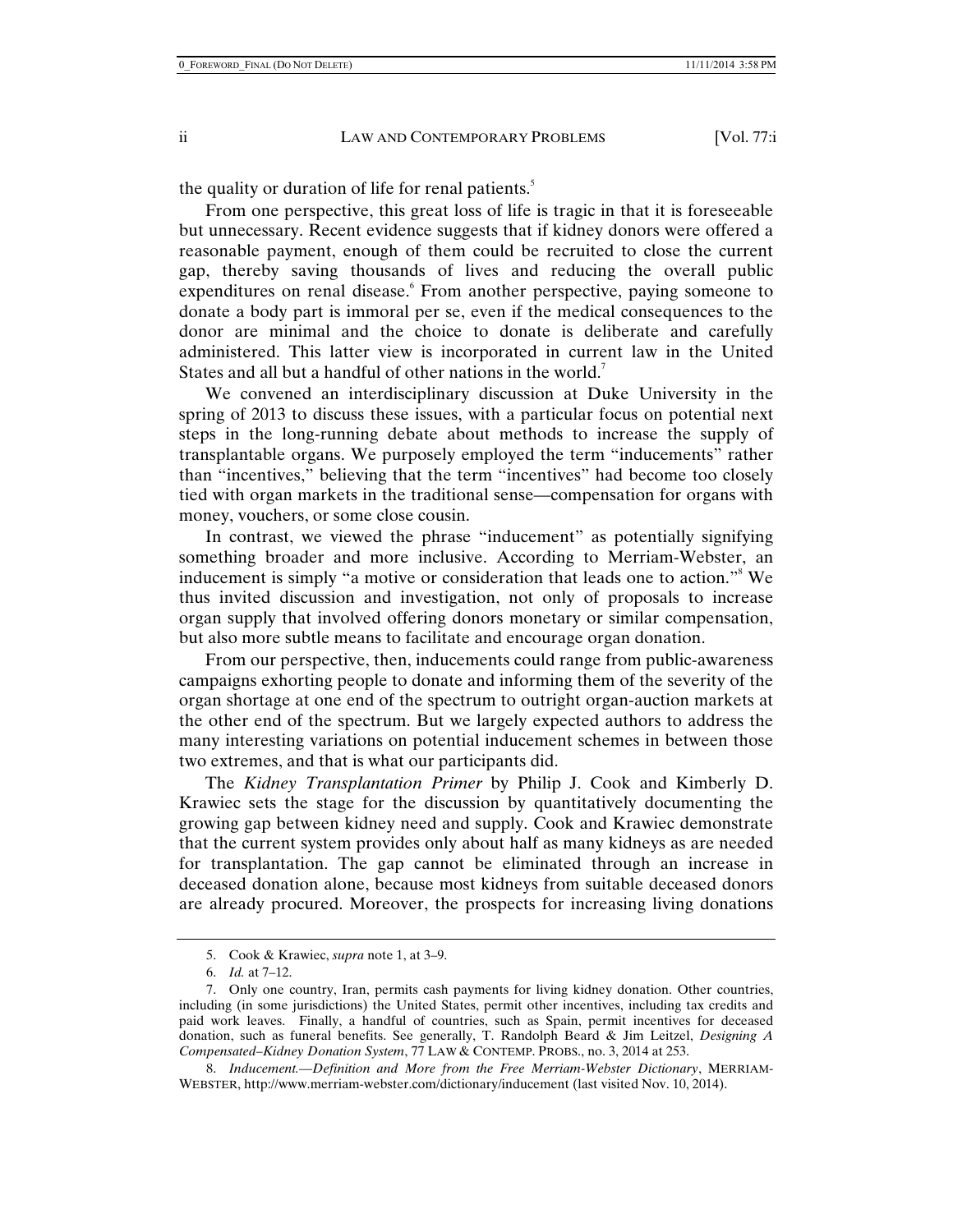the quality or duration of life for renal patients.[5]

From one perspective, this great loss of life is tragic in that it is foreseeable but unnecessary. Recent evidence suggests that if kidney donors were offered a reasonable payment, enough of them could be recruited to close the current gap, thereby saving thousands of lives and reducing the overall public expenditures on renal disease.[6] From another perspective, paying someone to donate a body part is immoral per se, even if the medical consequences to the donor are minimal and the choice to donate is deliberate and carefully administered. This latter view is incorporated in current law in the United States and all but a handful of other nations in the world.[7]

We convened an interdisciplinary discussion at Duke University in the spring of 2013 to discuss these issues, with a particular focus on potential next steps in the long-running debate about methods to increase the supply of transplantable organs. We purposely employed the term "inducements" rather than "incentives," believing that the term "incentives" had become too closely tied with organ markets in the traditional sense—compensation for organs with money, vouchers, or some close cousin.

In contrast, we viewed the phrase "inducement" as potentially signifying something broader and more inclusive. According to Merriam-Webster, an inducement is simply "a motive or consideration that leads one to action."[8] We thus invited discussion and investigation, not only of proposals to increase organ supply that involved offering donors monetary or similar compensation, but also more subtle means to facilitate and encourage organ donation.

From our perspective, then, inducements could range from public-awareness campaigns exhorting people to donate and informing them of the severity of the organ shortage at one end of the spectrum to outright organ-auction markets at the other end of the spectrum. But we largely expected authors to address the many interesting variations on potential inducement schemes in between those two extremes, and that is what our participants did.

The *Kidney Transplantation Primer* by Philip J. Cook and Kimberly D. Krawiec sets the stage for the discussion by quantitatively documenting the growing gap between kidney need and supply. Cook and Krawiec demonstrate that the current system provides only about half as many kidneys as are needed for transplantation. The gap cannot be eliminated through an increase in deceased donation alone, because most kidneys from suitable deceased donors are already procured. Moreover, the prospects for increasing living donations

---

5. Cook & Krawiec, *supra* note 1, at 3–9.

6. *Id.* at 7–12.

7. Only one country, Iran, permits cash payments for living kidney donation. Other countries, including (in some jurisdictions) the United States, permit other incentives, including tax credits and paid work leaves. Finally, a handful of countries, such as Spain, permit incentives for deceased donation, such as funeral benefits. See generally, T. Randolph Beard & Jim Leitzel, *Designing A Compensated–Kidney Donation System*, 77 LAW & CONTEMP. PROBS., no. 3, 2014 at 253.

8. *Inducement.—Definition and More from the Free Merriam-Webster Dictionary*, MERRIAM-WEBSTER, http://www.merriam-webster.com/dictionary/inducement (last visited Nov. 10, 2014).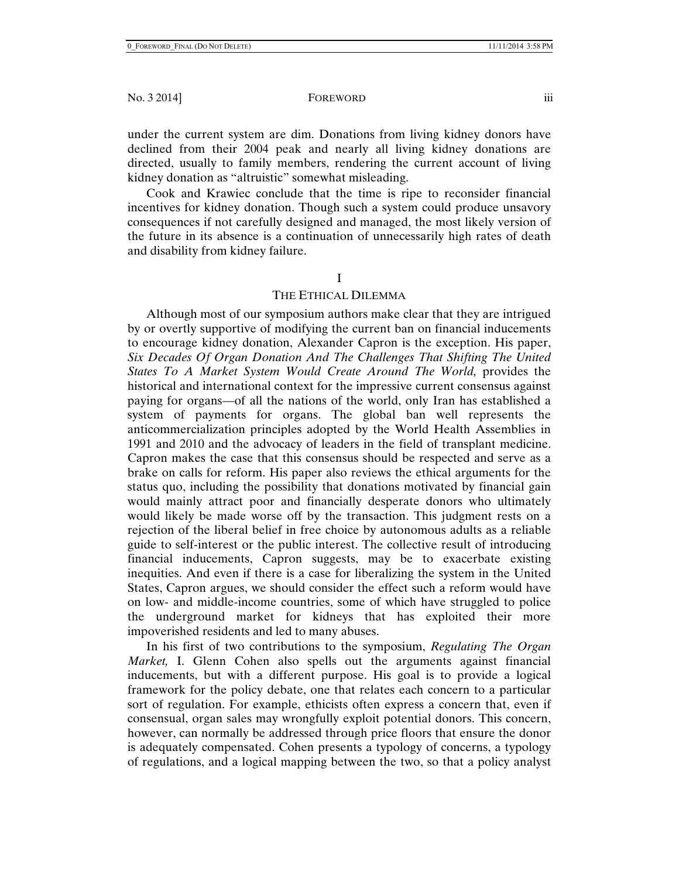under the current system are dim. Donations from living kidney donors have declined from their 2004 peak and nearly all living kidney donations are directed, usually to family members, rendering the current account of living kidney donation as "altruistic" somewhat misleading.

Cook and Krawiec conclude that the time is ripe to reconsider financial incentives for kidney donation. Though such a system could produce unsavory consequences if not carefully designed and managed, the most likely version of the future in its absence is a continuation of unnecessarily high rates of death and disability from kidney failure.

## I
## THE ETHICAL DILEMMA

Although most of our symposium authors make clear that they are intrigued by or overtly supportive of modifying the current ban on financial inducements to encourage kidney donation, Alexander Capron is the exception. His paper, *Six Decades Of Organ Donation And The Challenges That Shifting The United States To A Market System Would Create Around The World,* provides the historical and international context for the impressive current consensus against paying for organs—of all the nations of the world, only Iran has established a system of payments for organs. The global ban well represents the anticommercialization principles adopted by the World Health Assemblies in 1991 and 2010 and the advocacy of leaders in the field of transplant medicine. Capron makes the case that this consensus should be respected and serve as a brake on calls for reform. His paper also reviews the ethical arguments for the status quo, including the possibility that donations motivated by financial gain would mainly attract poor and financially desperate donors who ultimately would likely be made worse off by the transaction. This judgment rests on a rejection of the liberal belief in free choice by autonomous adults as a reliable guide to self-interest or the public interest. The collective result of introducing financial inducements, Capron suggests, may be to exacerbate existing inequities. And even if there is a case for liberalizing the system in the United States, Capron argues, we should consider the effect such a reform would have on low- and middle-income countries, some of which have struggled to police the underground market for kidneys that has exploited their more impoverished residents and led to many abuses.

In his first of two contributions to the symposium, *Regulating The Organ Market,* I. Glenn Cohen also spells out the arguments against financial inducements, but with a different purpose. His goal is to provide a logical framework for the policy debate, one that relates each concern to a particular sort of regulation. For example, ethicists often express a concern that, even if consensual, organ sales may wrongfully exploit potential donors. This concern, however, can normally be addressed through price floors that ensure the donor is adequately compensated. Cohen presents a typology of concerns, a typology of regulations, and a logical mapping between the two, so that a policy analyst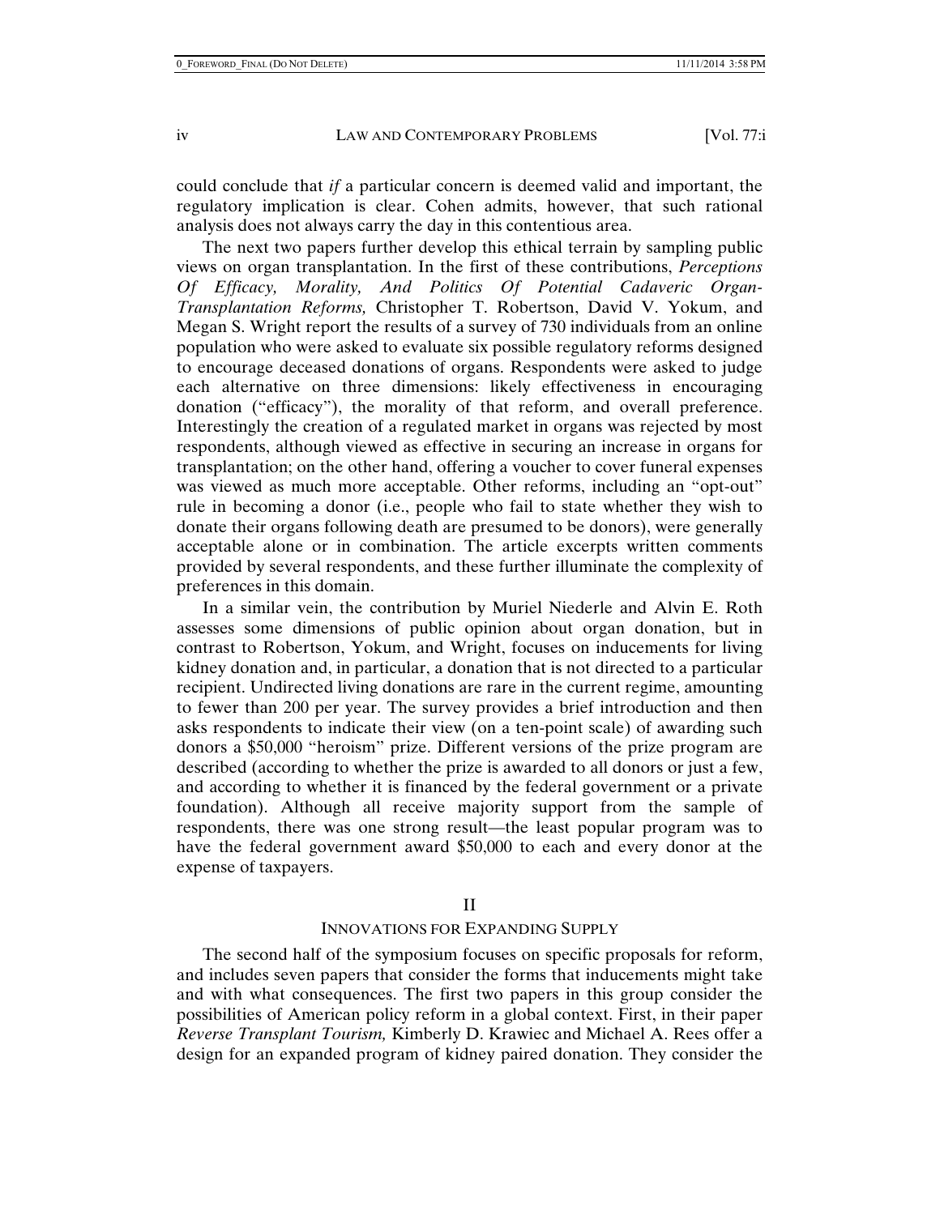could conclude that *if* a particular concern is deemed valid and important, the regulatory implication is clear. Cohen admits, however, that such rational analysis does not always carry the day in this contentious area.

The next two papers further develop this ethical terrain by sampling public views on organ transplantation. In the first of these contributions, *Perceptions Of Efficacy, Morality, And Politics Of Potential Cadaveric Organ-Transplantation Reforms,* Christopher T. Robertson, David V. Yokum, and Megan S. Wright report the results of a survey of 730 individuals from an online population who were asked to evaluate six possible regulatory reforms designed to encourage deceased donations of organs. Respondents were asked to judge each alternative on three dimensions: likely effectiveness in encouraging donation ("efficacy"), the morality of that reform, and overall preference. Interestingly the creation of a regulated market in organs was rejected by most respondents, although viewed as effective in securing an increase in organs for transplantation; on the other hand, offering a voucher to cover funeral expenses was viewed as much more acceptable. Other reforms, including an "opt-out" rule in becoming a donor (i.e., people who fail to state whether they wish to donate their organs following death are presumed to be donors), were generally acceptable alone or in combination. The article excerpts written comments provided by several respondents, and these further illuminate the complexity of preferences in this domain.

In a similar vein, the contribution by Muriel Niederle and Alvin E. Roth assesses some dimensions of public opinion about organ donation, but in contrast to Robertson, Yokum, and Wright, focuses on inducements for living kidney donation and, in particular, a donation that is not directed to a particular recipient. Undirected living donations are rare in the current regime, amounting to fewer than 200 per year. The survey provides a brief introduction and then asks respondents to indicate their view (on a ten-point scale) of awarding such donors a $50,000 "heroism" prize. Different versions of the prize program are described (according to whether the prize is awarded to all donors or just a few, and according to whether it is financed by the federal government or a private foundation). Although all receive majority support from the sample of respondents, there was one strong result—the least popular program was to have the federal government award $50,000 to each and every donor at the expense of taxpayers.

## II

## INNOVATIONS FOR EXPANDING SUPPLY

The second half of the symposium focuses on specific proposals for reform, and includes seven papers that consider the forms that inducements might take and with what consequences. The first two papers in this group consider the possibilities of American policy reform in a global context. First, in their paper *Reverse Transplant Tourism,* Kimberly D. Krawiec and Michael A. Rees offer a design for an expanded program of kidney paired donation. They consider the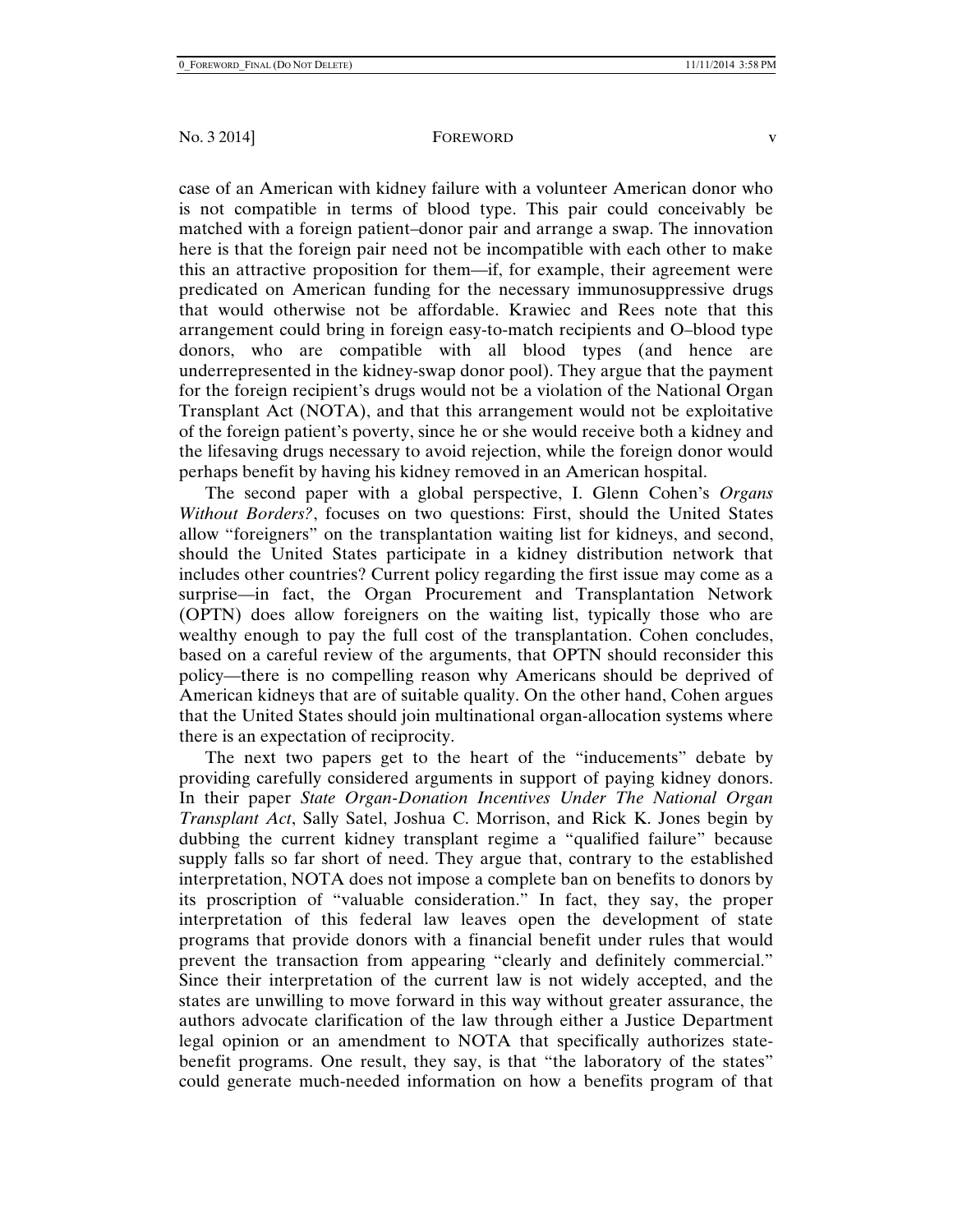case of an American with kidney failure with a volunteer American donor who is not compatible in terms of blood type. This pair could conceivably be matched with a foreign patient–donor pair and arrange a swap. The innovation here is that the foreign pair need not be incompatible with each other to make this an attractive proposition for them—if, for example, their agreement were predicated on American funding for the necessary immunosuppressive drugs that would otherwise not be affordable. Krawiec and Rees note that this arrangement could bring in foreign easy-to-match recipients and O–blood type donors, who are compatible with all blood types (and hence are underrepresented in the kidney-swap donor pool). They argue that the payment for the foreign recipient's drugs would not be a violation of the National Organ Transplant Act (NOTA), and that this arrangement would not be exploitative of the foreign patient's poverty, since he or she would receive both a kidney and the lifesaving drugs necessary to avoid rejection, while the foreign donor would perhaps benefit by having his kidney removed in an American hospital.

The second paper with a global perspective, I. Glenn Cohen's *Organs Without Borders?*, focuses on two questions: First, should the United States allow "foreigners" on the transplantation waiting list for kidneys, and second, should the United States participate in a kidney distribution network that includes other countries? Current policy regarding the first issue may come as a surprise—in fact, the Organ Procurement and Transplantation Network (OPTN) does allow foreigners on the waiting list, typically those who are wealthy enough to pay the full cost of the transplantation. Cohen concludes, based on a careful review of the arguments, that OPTN should reconsider this policy—there is no compelling reason why Americans should be deprived of American kidneys that are of suitable quality. On the other hand, Cohen argues that the United States should join multinational organ-allocation systems where there is an expectation of reciprocity.

The next two papers get to the heart of the "inducements" debate by providing carefully considered arguments in support of paying kidney donors. In their paper *State Organ-Donation Incentives Under The National Organ Transplant Act*, Sally Satel, Joshua C. Morrison, and Rick K. Jones begin by dubbing the current kidney transplant regime a "qualified failure" because supply falls so far short of need. They argue that, contrary to the established interpretation, NOTA does not impose a complete ban on benefits to donors by its proscription of "valuable consideration." In fact, they say, the proper interpretation of this federal law leaves open the development of state programs that provide donors with a financial benefit under rules that would prevent the transaction from appearing "clearly and definitely commercial." Since their interpretation of the current law is not widely accepted, and the states are unwilling to move forward in this way without greater assurance, the authors advocate clarification of the law through either a Justice Department legal opinion or an amendment to NOTA that specifically authorizes state-benefit programs. One result, they say, is that "the laboratory of the states" could generate much-needed information on how a benefits program of that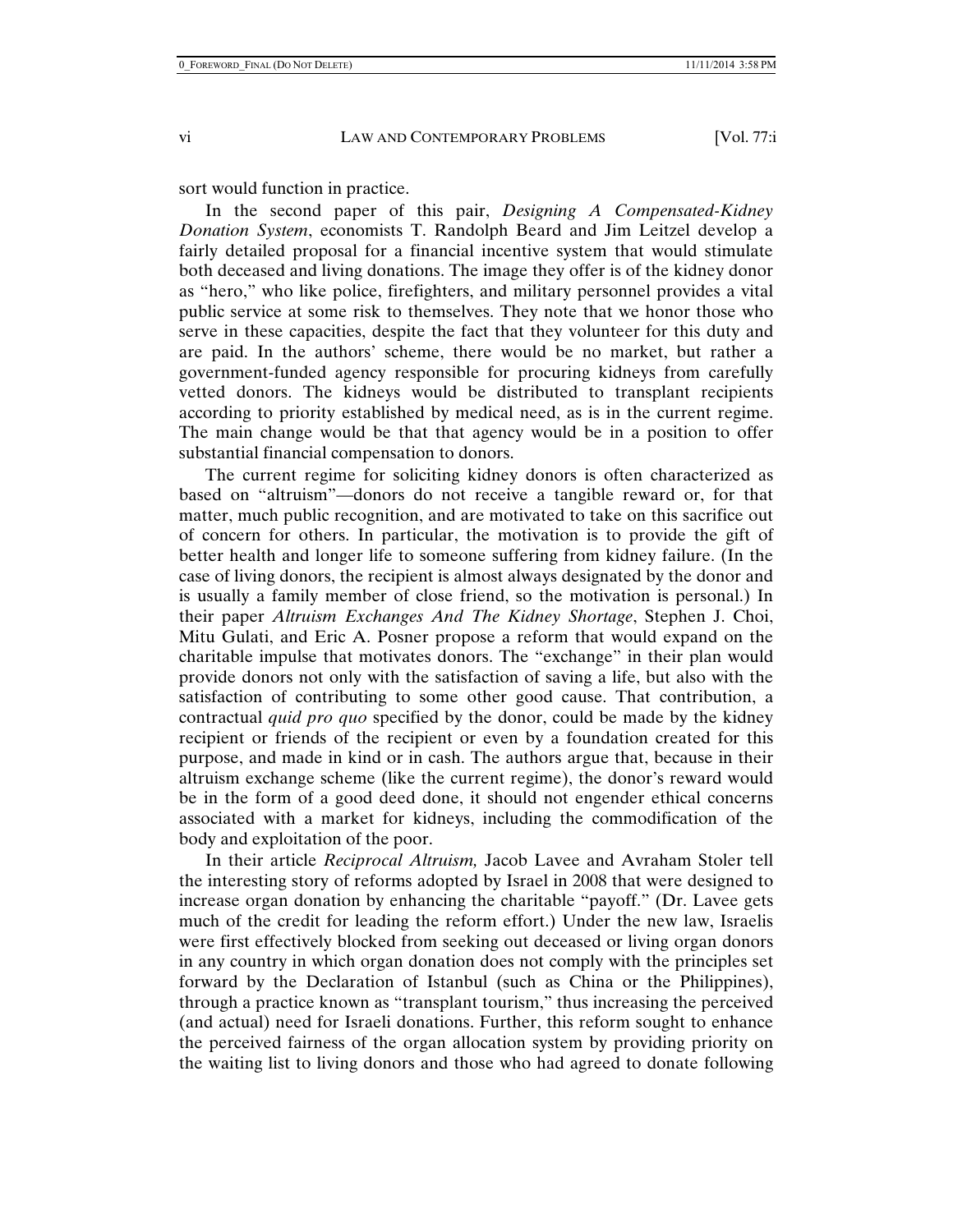sort would function in practice.

In the second paper of this pair, *Designing A Compensated-Kidney Donation System*, economists T. Randolph Beard and Jim Leitzel develop a fairly detailed proposal for a financial incentive system that would stimulate both deceased and living donations. The image they offer is of the kidney donor as "hero," who like police, firefighters, and military personnel provides a vital public service at some risk to themselves. They note that we honor those who serve in these capacities, despite the fact that they volunteer for this duty and are paid. In the authors' scheme, there would be no market, but rather a government-funded agency responsible for procuring kidneys from carefully vetted donors. The kidneys would be distributed to transplant recipients according to priority established by medical need, as is in the current regime. The main change would be that that agency would be in a position to offer substantial financial compensation to donors.

The current regime for soliciting kidney donors is often characterized as based on "altruism"—donors do not receive a tangible reward or, for that matter, much public recognition, and are motivated to take on this sacrifice out of concern for others. In particular, the motivation is to provide the gift of better health and longer life to someone suffering from kidney failure. (In the case of living donors, the recipient is almost always designated by the donor and is usually a family member of close friend, so the motivation is personal.) In their paper *Altruism Exchanges And The Kidney Shortage*, Stephen J. Choi, Mitu Gulati, and Eric A. Posner propose a reform that would expand on the charitable impulse that motivates donors. The "exchange" in their plan would provide donors not only with the satisfaction of saving a life, but also with the satisfaction of contributing to some other good cause. That contribution, a contractual *quid pro quo* specified by the donor, could be made by the kidney recipient or friends of the recipient or even by a foundation created for this purpose, and made in kind or in cash. The authors argue that, because in their altruism exchange scheme (like the current regime), the donor's reward would be in the form of a good deed done, it should not engender ethical concerns associated with a market for kidneys, including the commodification of the body and exploitation of the poor.

In their article *Reciprocal Altruism,* Jacob Lavee and Avraham Stoler tell the interesting story of reforms adopted by Israel in 2008 that were designed to increase organ donation by enhancing the charitable "payoff." (Dr. Lavee gets much of the credit for leading the reform effort.) Under the new law, Israelis were first effectively blocked from seeking out deceased or living organ donors in any country in which organ donation does not comply with the principles set forward by the Declaration of Istanbul (such as China or the Philippines), through a practice known as "transplant tourism," thus increasing the perceived (and actual) need for Israeli donations. Further, this reform sought to enhance the perceived fairness of the organ allocation system by providing priority on the waiting list to living donors and those who had agreed to donate following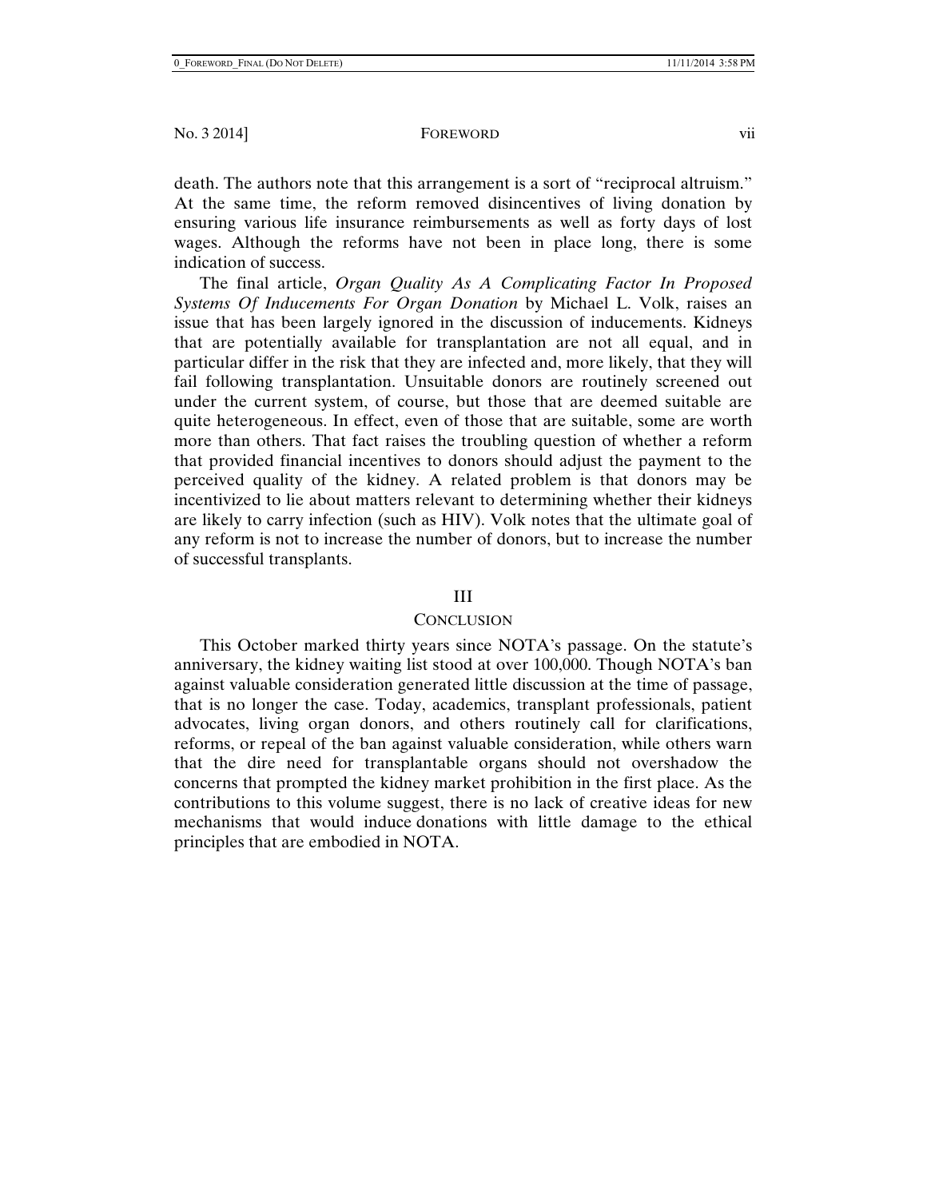death. The authors note that this arrangement is a sort of "reciprocal altruism." At the same time, the reform removed disincentives of living donation by ensuring various life insurance reimbursements as well as forty days of lost wages. Although the reforms have not been in place long, there is some indication of success.

The final article, *Organ Quality As A Complicating Factor In Proposed Systems Of Inducements For Organ Donation* by Michael L. Volk, raises an issue that has been largely ignored in the discussion of inducements. Kidneys that are potentially available for transplantation are not all equal, and in particular differ in the risk that they are infected and, more likely, that they will fail following transplantation. Unsuitable donors are routinely screened out under the current system, of course, but those that are deemed suitable are quite heterogeneous. In effect, even of those that are suitable, some are worth more than others. That fact raises the troubling question of whether a reform that provided financial incentives to donors should adjust the payment to the perceived quality of the kidney. A related problem is that donors may be incentivized to lie about matters relevant to determining whether their kidneys are likely to carry infection (such as HIV). Volk notes that the ultimate goal of any reform is not to increase the number of donors, but to increase the number of successful transplants.

## III

## CONCLUSION

This October marked thirty years since NOTA's passage. On the statute's anniversary, the kidney waiting list stood at over 100,000. Though NOTA's ban against valuable consideration generated little discussion at the time of passage, that is no longer the case. Today, academics, transplant professionals, patient advocates, living organ donors, and others routinely call for clarifications, reforms, or repeal of the ban against valuable consideration, while others warn that the dire need for transplantable organs should not overshadow the concerns that prompted the kidney market prohibition in the first place. As the contributions to this volume suggest, there is no lack of creative ideas for new mechanisms that would induce donations with little damage to the ethical principles that are embodied in NOTA.